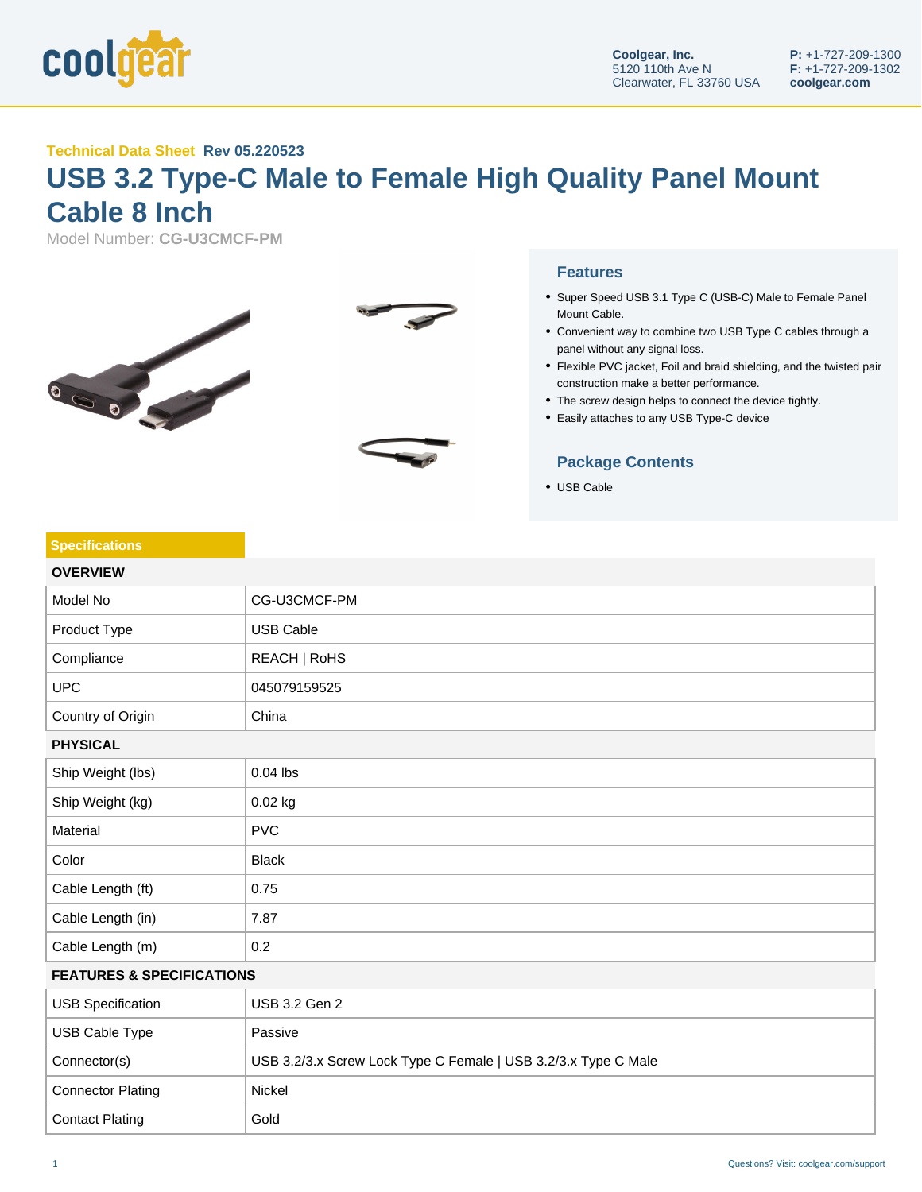coolgear

**Coolgear, Inc.**
5120 110th Ave N
Clearwater, FL 33760 USA

**P:** +1-727-209-1300
**F:** +1-727-209-1302
**coolgear.com**

**Technical Data Sheet** **Rev 05.220523**

# USB 3.2 Type-C Male to Female High Quality Panel Mount Cable 8 Inch

Model Number: **CG-U3CMCF-PM**

## Features

- Super Speed USB 3.1 Type C (USB-C) Male to Female Panel Mount Cable.
- Convenient way to combine two USB Type C cables through a panel without any signal loss.
- Flexible PVC jacket, Foil and braid shielding, and the twisted pair construction make a better performance.
- The screw design helps to connect the device tightly.
- Easily attaches to any USB Type-C device

## Package Contents

- USB Cable

## Specifications

| OVERVIEW | |
|---|---|
| Model No | CG-U3CMCF-PM |
| Product Type | USB Cable |
| Compliance | REACH \| RoHS |
| UPC | 045079159525 |
| Country of Origin | China |
| **PHYSICAL** | |
| Ship Weight (lbs) | 0.04 lbs |
| Ship Weight (kg) | 0.02 kg |
| Material | PVC |
| Color | Black |
| Cable Length (ft) | 0.75 |
| Cable Length (in) | 7.87 |
| Cable Length (m) | 0.2 |
| **FEATURES & SPECIFICATIONS** | |
| USB Specification | USB 3.2 Gen 2 |
| USB Cable Type | Passive |
| Connector(s) | USB 3.2/3.x Screw Lock Type C Female \| USB 3.2/3.x Type C Male |
| Connector Plating | Nickel |
| Contact Plating | Gold |

Questions? Visit: coolgear.com/support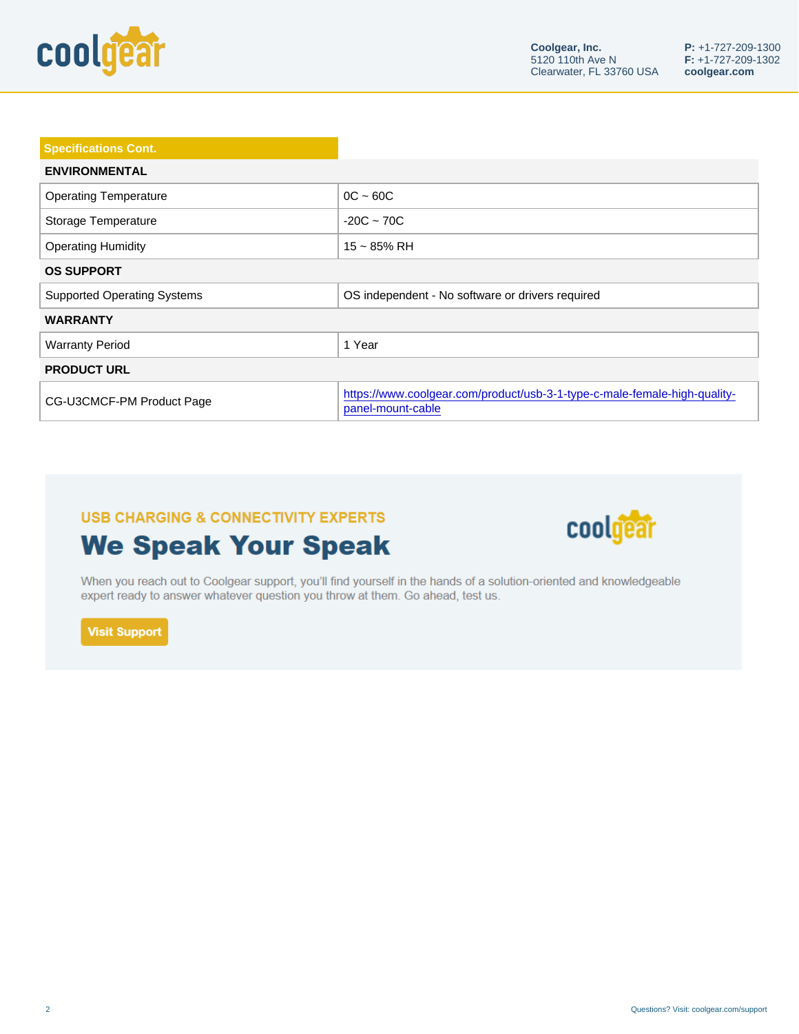## Specifications Cont.

| | |
|---|---|
| **ENVIRONMENTAL** | |
| Operating Temperature | 0C ~ 60C |
| Storage Temperature | -20C ~ 70C |
| Operating Humidity | 15 ~ 85% RH |
| **OS SUPPORT** | |
| Supported Operating Systems | OS independent - No software or drivers required |
| **WARRANTY** | |
| Warranty Period | 1 Year |
| **PRODUCT URL** | |
| CG-U3CMCF-PM Product Page | https://www.coolgear.com/product/usb-3-1-type-c-male-female-high-quality-panel-mount-cable |

USB CHARGING & CONNECTIVITY EXPERTS

## We Speak Your Speak

When you reach out to Coolgear support, you'll find yourself in the hands of a solution-oriented and knowledgeable expert ready to answer whatever question you throw at them. Go ahead, test us.

Visit Support